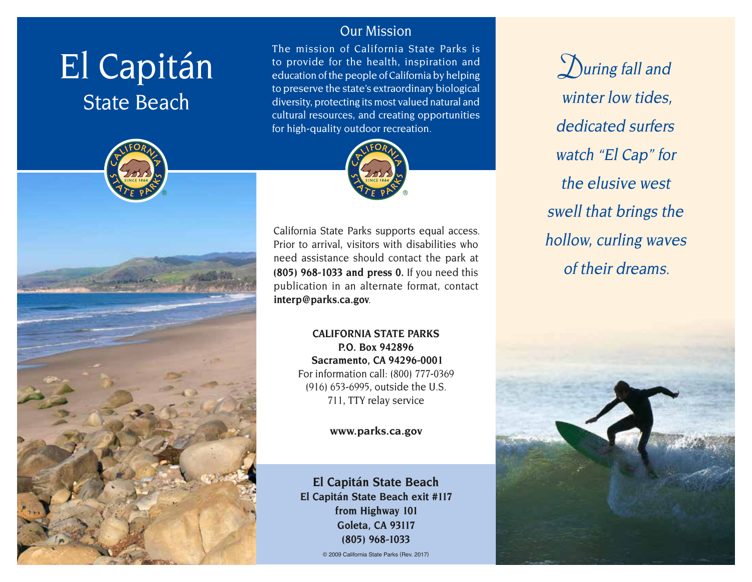# El Capitán

## State Beach

## Our Mission

The mission of California State Parks is to provide for the health, inspiration and education of the people of California by helping to preserve the state's extraordinary biological diversity, protecting its most valued natural and cultural resources, and creating opportunities for high-quality outdoor recreation.

California State Parks supports equal access. Prior to arrival, visitors with disabilities who need assistance should contact the park at **(805) 968-1033 and press 0.** If you need this publication in an alternate format, contact **interp@parks.ca.gov**.

**CALIFORNIA STATE PARKS**
**P.O. Box 942896**
**Sacramento, CA 94296-0001**
For information call: (800) 777-0369
(916) 653-6995, outside the U.S.
711, TTY relay service

**www.parks.ca.gov**

**El Capitán State Beach**
**El Capitán State Beach exit #117**
**from Highway 101**
**Goleta, CA 93117**
**(805) 968-1033**

© 2009 California State Parks (Rev. 2017)

*During fall and winter low tides, dedicated surfers watch "El Cap" for the elusive west swell that brings the hollow, curling waves of their dreams.*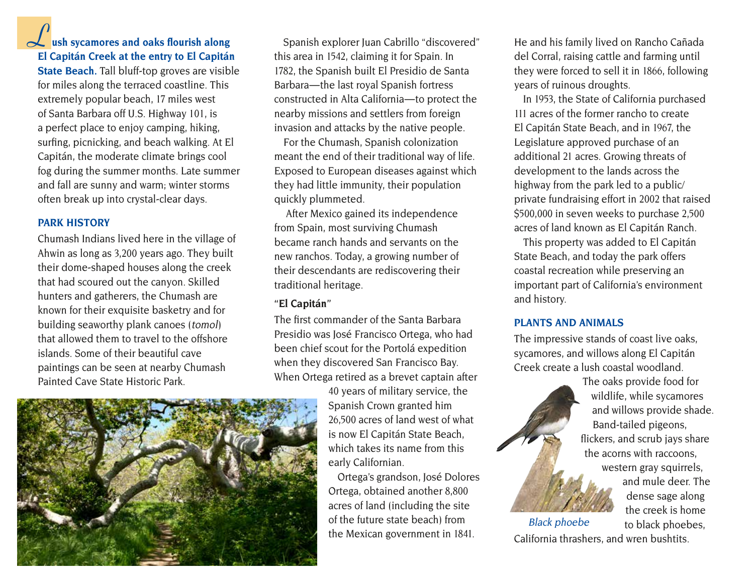**Lush sycamores and oaks flourish along El Capitán Creek at the entry to El Capitán State Beach.** Tall bluff-top groves are visible for miles along the terraced coastline. This extremely popular beach, 17 miles west of Santa Barbara off U.S. Highway 101, is a perfect place to enjoy camping, hiking, surfing, picnicking, and beach walking. At El Capitán, the moderate climate brings cool fog during the summer months. Late summer and fall are sunny and warm; winter storms often break up into crystal-clear days.

## PARK HISTORY

Chumash Indians lived here in the village of Ahwin as long as 3,200 years ago. They built their dome-shaped houses along the creek that had scoured out the canyon. Skilled hunters and gatherers, the Chumash are known for their exquisite basketry and for building seaworthy plank canoes (*tomol*) that allowed them to travel to the offshore islands. Some of their beautiful cave paintings can be seen at nearby Chumash Painted Cave State Historic Park.

Spanish explorer Juan Cabrillo "discovered" this area in 1542, claiming it for Spain. In 1782, the Spanish built El Presidio de Santa Barbara—the last royal Spanish fortress constructed in Alta California—to protect the nearby missions and settlers from foreign invasion and attacks by the native people.

For the Chumash, Spanish colonization meant the end of their traditional way of life. Exposed to European diseases against which they had little immunity, their population quickly plummeted.

After Mexico gained its independence from Spain, most surviving Chumash became ranch hands and servants on the new ranchos. Today, a growing number of their descendants are rediscovering their traditional heritage.

### "El Capitán"

The first commander of the Santa Barbara Presidio was José Francisco Ortega, who had been chief scout for the Portolá expedition when they discovered San Francisco Bay. When Ortega retired as a brevet captain after 40 years of military service, the Spanish Crown granted him 26,500 acres of land west of what is now El Capitán State Beach, which takes its name from this early Californian.

Ortega's grandson, José Dolores Ortega, obtained another 8,800 acres of land (including the site of the future state beach) from the Mexican government in 1841. He and his family lived on Rancho Cañada del Corral, raising cattle and farming until they were forced to sell it in 1866, following years of ruinous droughts.

In 1953, the State of California purchased 111 acres of the former rancho to create El Capitán State Beach, and in 1967, the Legislature approved purchase of an additional 21 acres. Growing threats of development to the lands across the highway from the park led to a public/private fundraising effort in 2002 that raised $500,000 in seven weeks to purchase 2,500 acres of land known as El Capitán Ranch.

This property was added to El Capitán State Beach, and today the park offers coastal recreation while preserving an important part of California's environment and history.

## PLANTS AND ANIMALS

The impressive stands of coast live oaks, sycamores, and willows along El Capitán Creek create a lush coastal woodland. The oaks provide food for wildlife, while sycamores and willows provide shade. Band-tailed pigeons, flickers, and scrub jays share the acorns with raccoons, western gray squirrels, and mule deer. The dense sage along the creek is home to black phoebes, California thrashers, and wren bushtits.

*Black phoebe*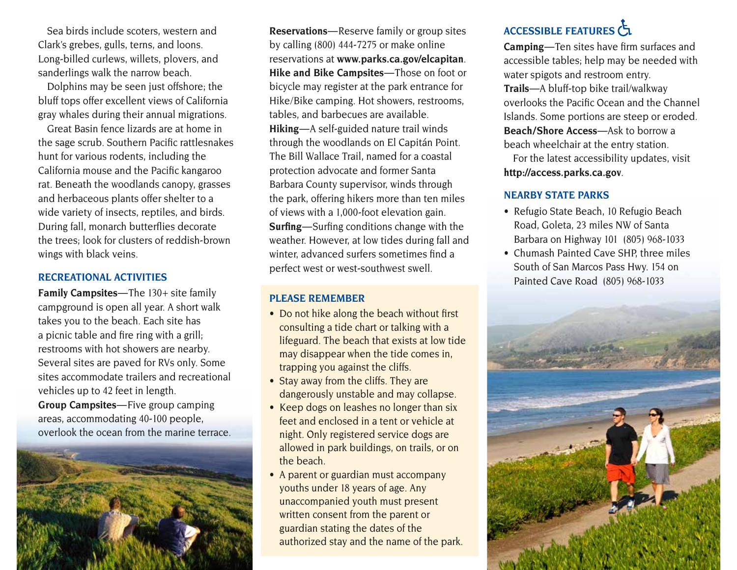Sea birds include scoters, western and Clark's grebes, gulls, terns, and loons. Long-billed curlews, willets, plovers, and sanderlings walk the narrow beach.

Dolphins may be seen just offshore; the bluff tops offer excellent views of California gray whales during their annual migrations.

Great Basin fence lizards are at home in the sage scrub. Southern Pacific rattlesnakes hunt for various rodents, including the California mouse and the Pacific kangaroo rat. Beneath the woodlands canopy, grasses and herbaceous plants offer shelter to a wide variety of insects, reptiles, and birds. During fall, monarch butterflies decorate the trees; look for clusters of reddish-brown wings with black veins.

## RECREATIONAL ACTIVITIES

**Family Campsites**—The 130+ site family campground is open all year. A short walk takes you to the beach. Each site has a picnic table and fire ring with a grill; restrooms with hot showers are nearby. Several sites are paved for RVs only. Some sites accommodate trailers and recreational vehicles up to 42 feet in length.

**Group Campsites**—Five group camping areas, accommodating 40-100 people, overlook the ocean from the marine terrace.

**Reservations**—Reserve family or group sites by calling (800) 444-7275 or make online reservations at **www.parks.ca.gov/elcapitan**.

**Hike and Bike Campsites**—Those on foot or bicycle may register at the park entrance for Hike/Bike camping. Hot showers, restrooms, tables, and barbecues are available.

**Hiking**—A self-guided nature trail winds through the woodlands on El Capitán Point. The Bill Wallace Trail, named for a coastal protection advocate and former Santa Barbara County supervisor, winds through the park, offering hikers more than ten miles of views with a 1,000-foot elevation gain.

**Surfing**—Surfing conditions change with the weather. However, at low tides during fall and winter, advanced surfers sometimes find a perfect west or west-southwest swell.

## PLEASE REMEMBER

- Do not hike along the beach without first consulting a tide chart or talking with a lifeguard. The beach that exists at low tide may disappear when the tide comes in, trapping you against the cliffs.
- Stay away from the cliffs. They are dangerously unstable and may collapse.
- Keep dogs on leashes no longer than six feet and enclosed in a tent or vehicle at night. Only registered service dogs are allowed in park buildings, on trails, or on the beach.
- A parent or guardian must accompany youths under 18 years of age. Any unaccompanied youth must present written consent from the parent or guardian stating the dates of the authorized stay and the name of the park.

## ACCESSIBLE FEATURES

**Camping**—Ten sites have firm surfaces and accessible tables; help may be needed with water spigots and restroom entry.

**Trails**—A bluff-top bike trail/walkway overlooks the Pacific Ocean and the Channel Islands. Some portions are steep or eroded.

**Beach/Shore Access**—Ask to borrow a beach wheelchair at the entry station.

For the latest accessibility updates, visit **http://access.parks.ca.gov**.

## NEARBY STATE PARKS

- Refugio State Beach, 10 Refugio Beach Road, Goleta, 23 miles NW of Santa Barbara on Highway 101 (805) 968-1033
- Chumash Painted Cave SHP, three miles South of San Marcos Pass Hwy. 154 on Painted Cave Road (805) 968-1033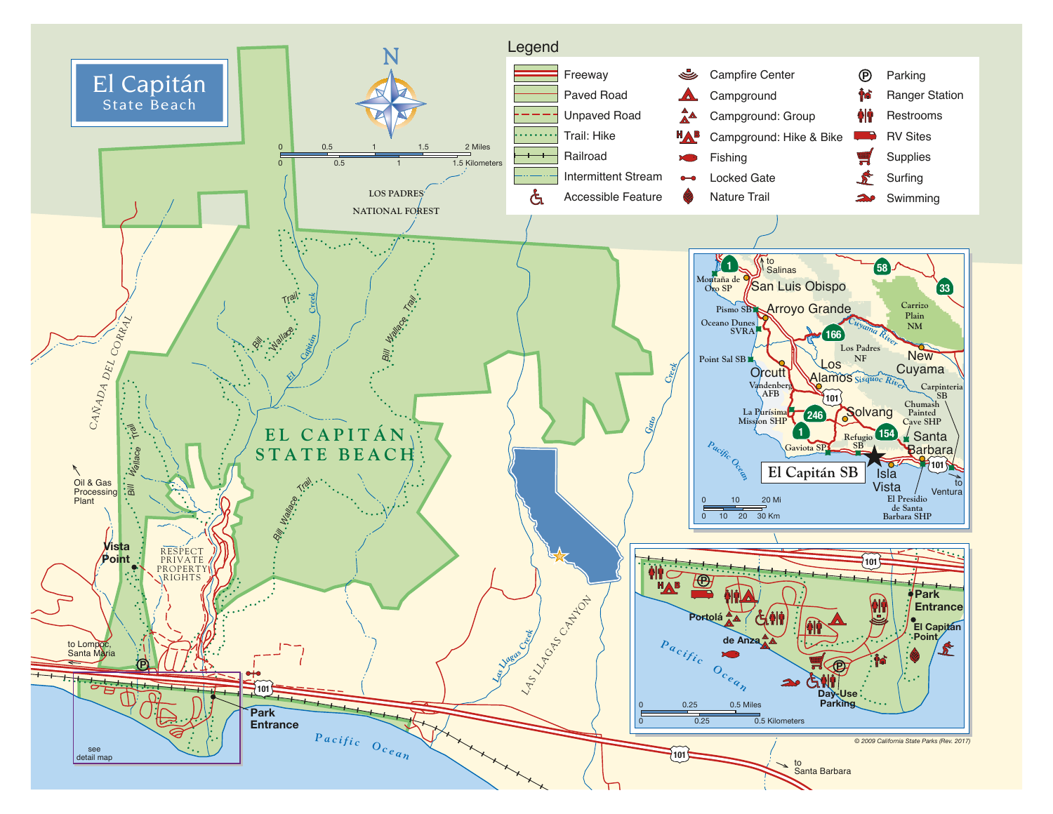# El Capitán State Beach

## Legend

- Freeway
- Paved Road
- Unpaved Road
- Trail: Hike
- Railroad
- Intermittent Stream
- Accessible Feature
- Campfire Center
- Campground
- Campground: Group
- Campground: Hike & Bike
- Fishing
- Locked Gate
- Nature Trail
- Parking
- Ranger Station
- Restrooms
- RV Sites
- Supplies
- Surfing
- Swimming

0 0.5 1 1.5 2 Miles

0 0.5 1 1.5 Kilometers

LOS PADRES NATIONAL FOREST

EL CAPITÁN STATE BEACH

Bill Wallace Trail

El Capitán Creek

CAÑADA DEL CORRAL

Oil & Gas Processing Plant

Vista Point

RESPECT PRIVATE PROPERTY RIGHTS

to Lompoc, Santa Maria

Park Entrance

see detail map

101

Pacific Ocean

Las Llagas Creek

LAS LLAGAS CANYON

Gato Creek

to Santa Barbara

to Salinas

San Luis Obispo

Montaña de Oro SP

Pismo SB

Arroyo Grande

Oceano Dunes SVRA

Carrizo Plain NM

Cuyama River

Los Padres NF

New Cuyama

Point Sal SB

Orcutt

Los Alamos

Sisquoc River

Vandenberg AFB

La Purísima Mission SHP

Solvang

Carpinteria SB

Chumash Painted Cave SHP

Santa Barbara

Gaviota SP

Refugio SB

El Capitán SB

Isla Vista

El Presidio de Santa Barbara SHP

to Ventura

0 10 20 Mi

0 10 20 30 Km

Portolá

de Anza

Park Entrance

El Capitan Point

Day-Use Parking

0 0.25 0.5 Miles

0 0.25 0.5 Kilometers

© 2009 California State Parks (Rev. 2017)